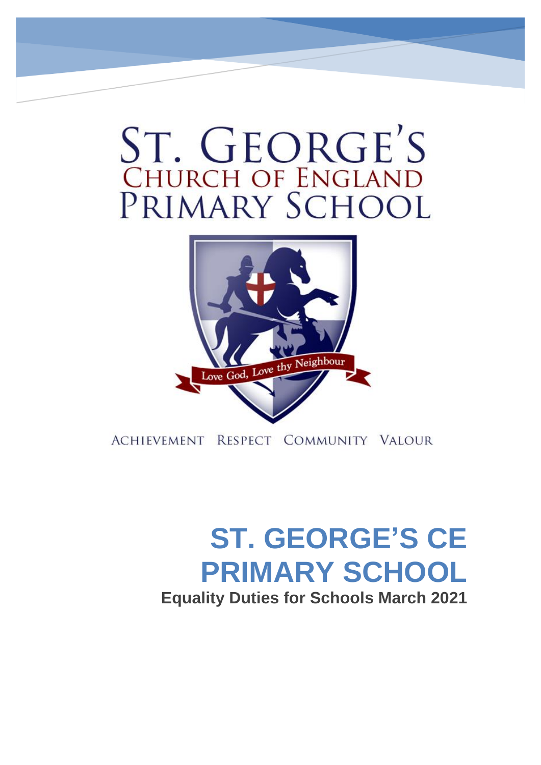ST. GEORGE'S
CHURCH OF ENGLAND
PRIMARY SCHOOL

Love God, Love thy Neighbour

ACHIEVEMENT RESPECT COMMUNITY VALOUR

# ST. GEORGE'S CE PRIMARY SCHOOL

**Equality Duties for Schools March 2021**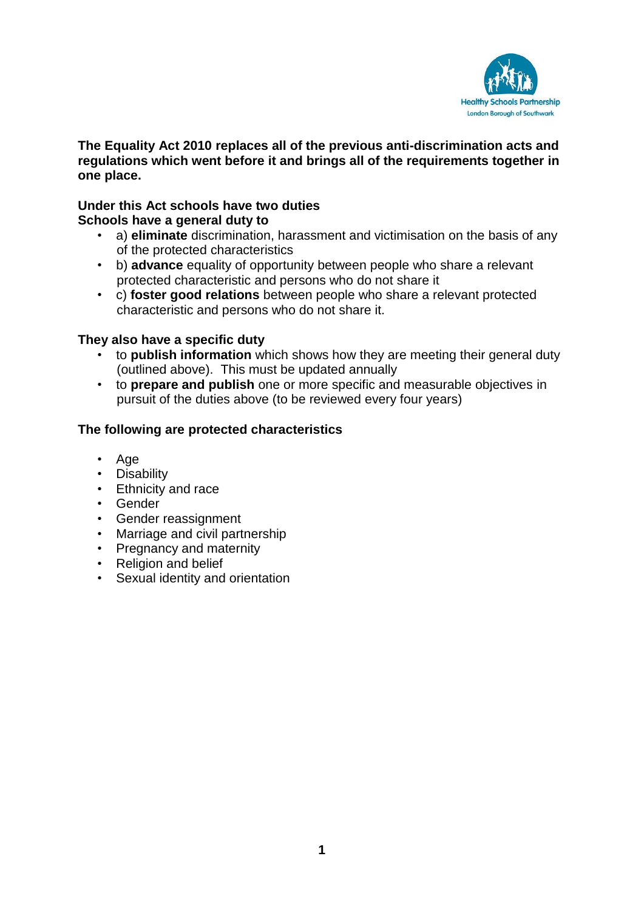**The Equality Act 2010 replaces all of the previous anti-discrimination acts and regulations which went before it and brings all of the requirements together in one place.**

**Under this Act schools have two duties**
**Schools have a general duty to**

- a) **eliminate** discrimination, harassment and victimisation on the basis of any of the protected characteristics
- b) **advance** equality of opportunity between people who share a relevant protected characteristic and persons who do not share it
- c) **foster good relations** between people who share a relevant protected characteristic and persons who do not share it.

**They also have a specific duty**

- to **publish information** which shows how they are meeting their general duty (outlined above). This must be updated annually
- to **prepare and publish** one or more specific and measurable objectives in pursuit of the duties above (to be reviewed every four years)

**The following are protected characteristics**

- Age
- Disability
- Ethnicity and race
- Gender
- Gender reassignment
- Marriage and civil partnership
- Pregnancy and maternity
- Religion and belief
- Sexual identity and orientation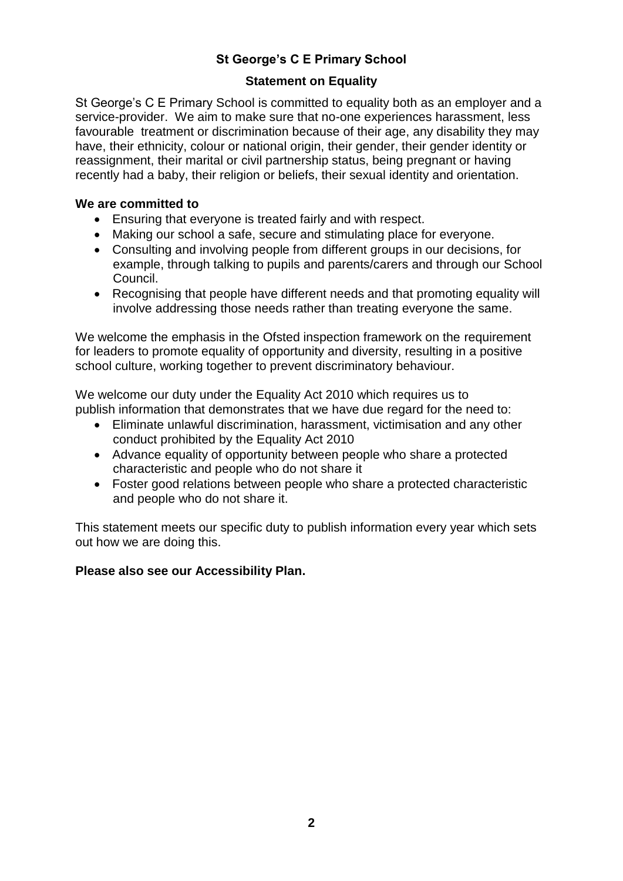# St George's C E Primary School

## Statement on Equality

St George's C E Primary School is committed to equality both as an employer and a service-provider. We aim to make sure that no-one experiences harassment, less favourable treatment or discrimination because of their age, any disability they may have, their ethnicity, colour or national origin, their gender, their gender identity or reassignment, their marital or civil partnership status, being pregnant or having recently had a baby, their religion or beliefs, their sexual identity and orientation.

**We are committed to**

- Ensuring that everyone is treated fairly and with respect.
- Making our school a safe, secure and stimulating place for everyone.
- Consulting and involving people from different groups in our decisions, for example, through talking to pupils and parents/carers and through our School Council.
- Recognising that people have different needs and that promoting equality will involve addressing those needs rather than treating everyone the same.

We welcome the emphasis in the Ofsted inspection framework on the requirement for leaders to promote equality of opportunity and diversity, resulting in a positive school culture, working together to prevent discriminatory behaviour.

We welcome our duty under the Equality Act 2010 which requires us to publish information that demonstrates that we have due regard for the need to:

- Eliminate unlawful discrimination, harassment, victimisation and any other conduct prohibited by the Equality Act 2010
- Advance equality of opportunity between people who share a protected characteristic and people who do not share it
- Foster good relations between people who share a protected characteristic and people who do not share it.

This statement meets our specific duty to publish information every year which sets out how we are doing this.

**Please also see our Accessibility Plan.**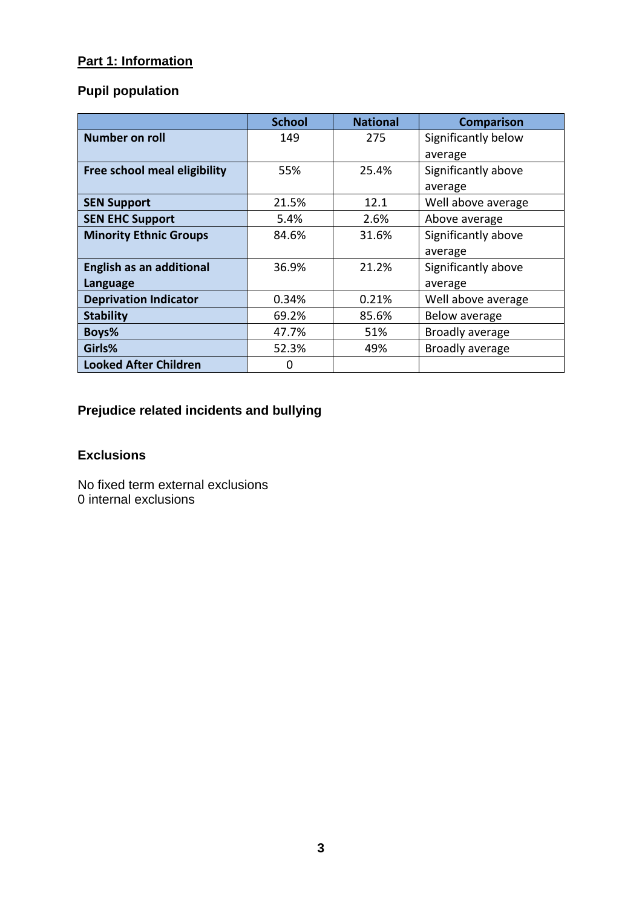## Part 1: Information

### Pupil population

| | School | National | Comparison |
|---|---|---|---|
| **Number on roll** | 149 | 275 | Significantly below average |
| **Free school meal eligibility** | 55% | 25.4% | Significantly above average |
| **SEN Support** | 21.5% | 12.1 | Well above average |
| **SEN EHC Support** | 5.4% | 2.6% | Above average |
| **Minority Ethnic Groups** | 84.6% | 31.6% | Significantly above average |
| **English as an additional Language** | 36.9% | 21.2% | Significantly above average |
| **Deprivation Indicator** | 0.34% | 0.21% | Well above average |
| **Stability** | 69.2% | 85.6% | Below average |
| **Boys%** | 47.7% | 51% | Broadly average |
| **Girls%** | 52.3% | 49% | Broadly average |
| **Looked After Children** | 0 | | |

### Prejudice related incidents and bullying

### Exclusions

No fixed term external exclusions
0 internal exclusions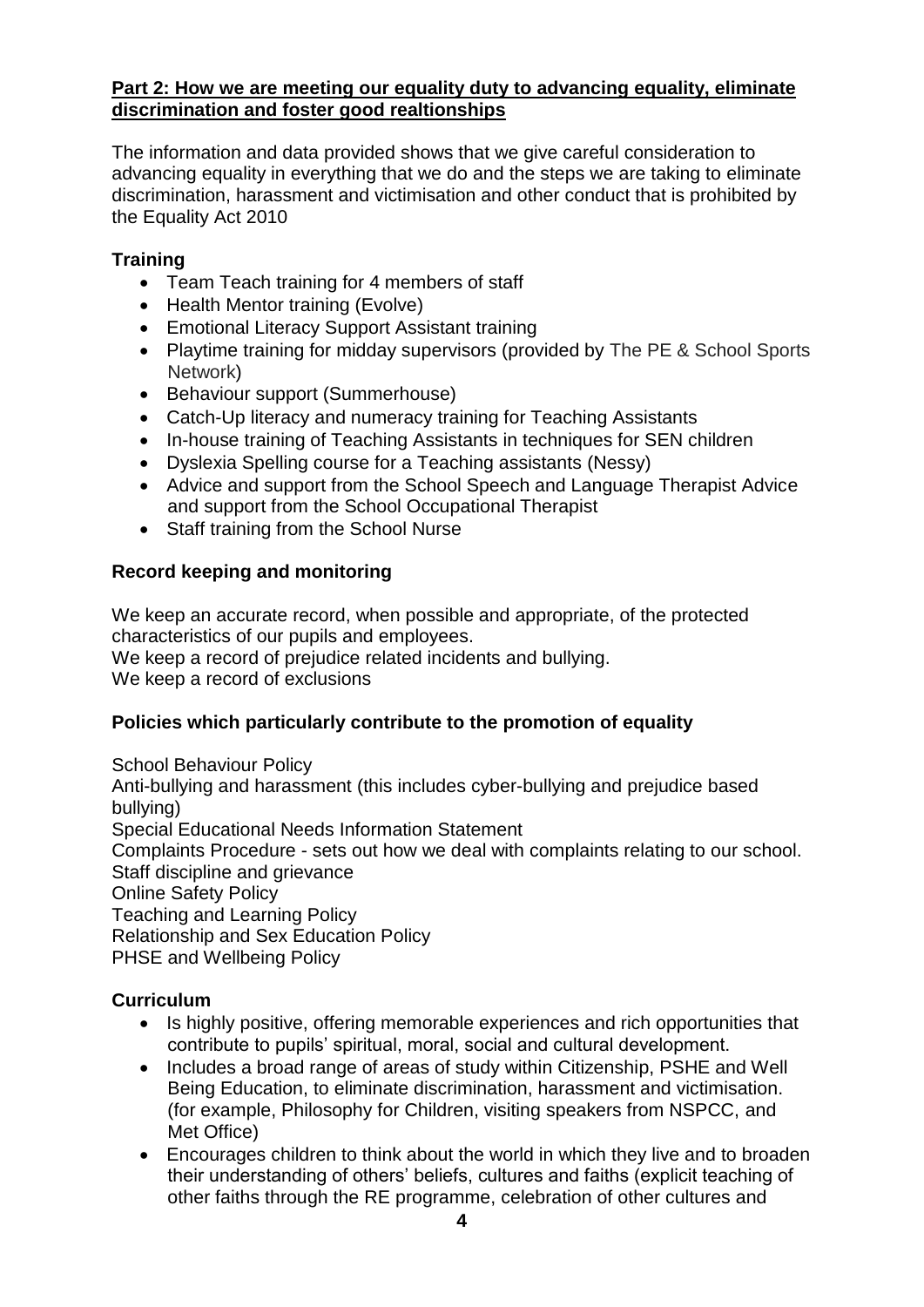## Part 2: How we are meeting our equality duty to advancing equality, eliminate discrimination and foster good realtionships

The information and data provided shows that we give careful consideration to advancing equality in everything that we do and the steps we are taking to eliminate discrimination, harassment and victimisation and other conduct that is prohibited by the Equality Act 2010

### Training

- Team Teach training for 4 members of staff
- Health Mentor training (Evolve)
- Emotional Literacy Support Assistant training
- Playtime training for midday supervisors (provided by The PE & School Sports Network)
- Behaviour support (Summerhouse)
- Catch-Up literacy and numeracy training for Teaching Assistants
- In-house training of Teaching Assistants in techniques for SEN children
- Dyslexia Spelling course for a Teaching assistants (Nessy)
- Advice and support from the School Speech and Language Therapist Advice and support from the School Occupational Therapist
- Staff training from the School Nurse

### Record keeping and monitoring

We keep an accurate record, when possible and appropriate, of the protected characteristics of our pupils and employees.
We keep a record of prejudice related incidents and bullying.
We keep a record of exclusions

### Policies which particularly contribute to the promotion of equality

School Behaviour Policy
Anti-bullying and harassment (this includes cyber-bullying and prejudice based bullying)
Special Educational Needs Information Statement
Complaints Procedure - sets out how we deal with complaints relating to our school.
Staff discipline and grievance
Online Safety Policy
Teaching and Learning Policy
Relationship and Sex Education Policy
PHSE and Wellbeing Policy

### Curriculum

- Is highly positive, offering memorable experiences and rich opportunities that contribute to pupils' spiritual, moral, social and cultural development.
- Includes a broad range of areas of study within Citizenship, PSHE and Well Being Education, to eliminate discrimination, harassment and victimisation. (for example, Philosophy for Children, visiting speakers from NSPCC, and Met Office)
- Encourages children to think about the world in which they live and to broaden their understanding of others' beliefs, cultures and faiths (explicit teaching of other faiths through the RE programme, celebration of other cultures and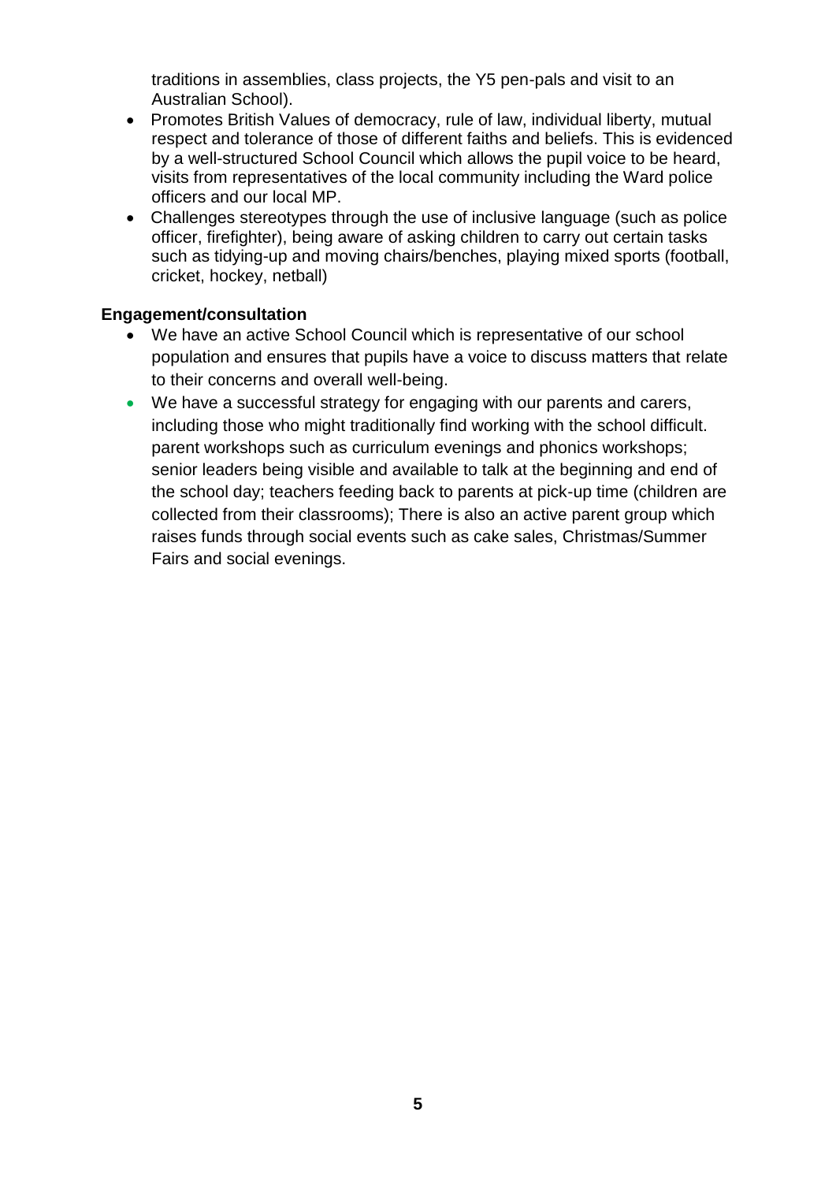traditions in assemblies, class projects, the Y5 pen-pals and visit to an Australian School).

- Promotes British Values of democracy, rule of law, individual liberty, mutual respect and tolerance of those of different faiths and beliefs. This is evidenced by a well-structured School Council which allows the pupil voice to be heard, visits from representatives of the local community including the Ward police officers and our local MP.
- Challenges stereotypes through the use of inclusive language (such as police officer, firefighter), being aware of asking children to carry out certain tasks such as tidying-up and moving chairs/benches, playing mixed sports (football, cricket, hockey, netball)

**Engagement/consultation**

- We have an active School Council which is representative of our school population and ensures that pupils have a voice to discuss matters that relate to their concerns and overall well-being.
- We have a successful strategy for engaging with our parents and carers, including those who might traditionally find working with the school difficult. parent workshops such as curriculum evenings and phonics workshops; senior leaders being visible and available to talk at the beginning and end of the school day; teachers feeding back to parents at pick-up time (children are collected from their classrooms); There is also an active parent group which raises funds through social events such as cake sales, Christmas/Summer Fairs and social evenings.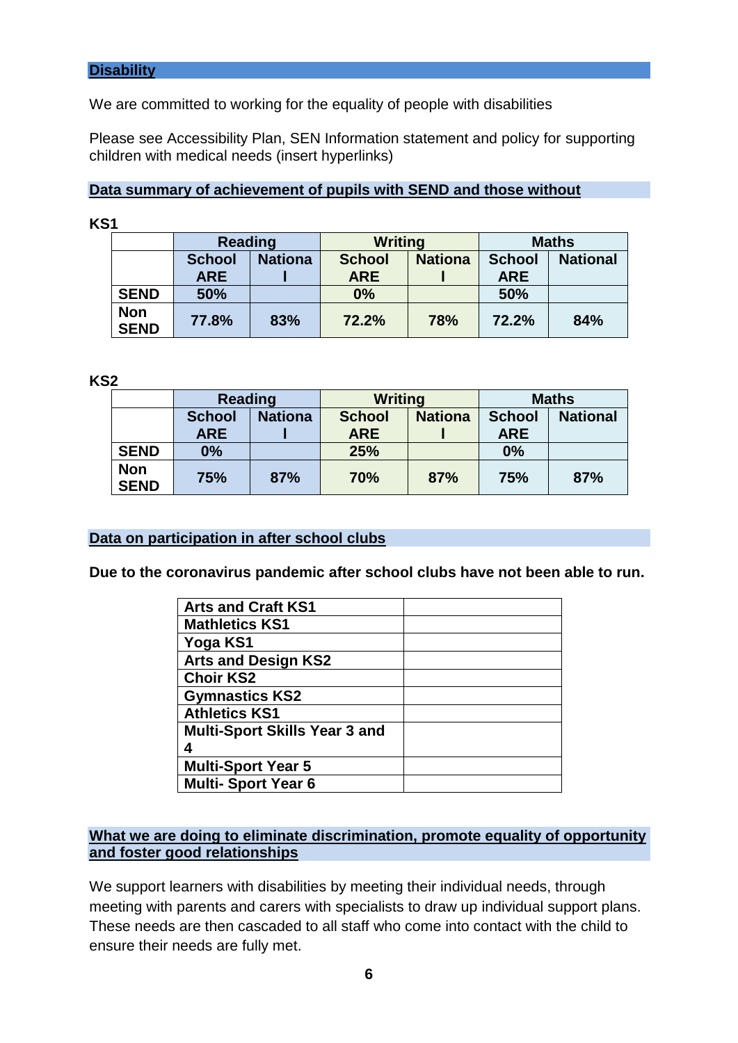## Disability

We are committed to working for the equality of people with disabilities

Please see Accessibility Plan, SEN Information statement and policy for supporting children with medical needs (insert hyperlinks)

### Data summary of achievement of pupils with SEND and those without

**KS1**

| | Reading | | Writing | | Maths | |
|---|---|---|---|---|---|---|
| | School ARE | National | School ARE | National | School ARE | National |
| SEND | 50% | | 0% | | 50% | |
| Non SEND | 77.8% | 83% | 72.2% | 78% | 72.2% | 84% |

**KS2**

| | Reading | | Writing | | Maths | |
|---|---|---|---|---|---|---|
| | School ARE | National | School ARE | National | School ARE | National |
| SEND | 0% | | 25% | | 0% | |
| Non SEND | 75% | 87% | 70% | 87% | 75% | 87% |

### Data on participation in after school clubs

**Due to the coronavirus pandemic after school clubs have not been able to run.**

| | |
|---|---|
| Arts and Craft KS1 | |
| Mathletics KS1 | |
| Yoga KS1 | |
| Arts and Design KS2 | |
| Choir KS2 | |
| Gymnastics KS2 | |
| Athletics KS1 | |
| Multi-Sport Skills Year 3 and 4 | |
| Multi-Sport Year 5 | |
| Multi- Sport Year 6 | |

### What we are doing to eliminate discrimination, promote equality of opportunity and foster good relationships

We support learners with disabilities by meeting their individual needs, through meeting with parents and carers with specialists to draw up individual support plans. These needs are then cascaded to all staff who come into contact with the child to ensure their needs are fully met.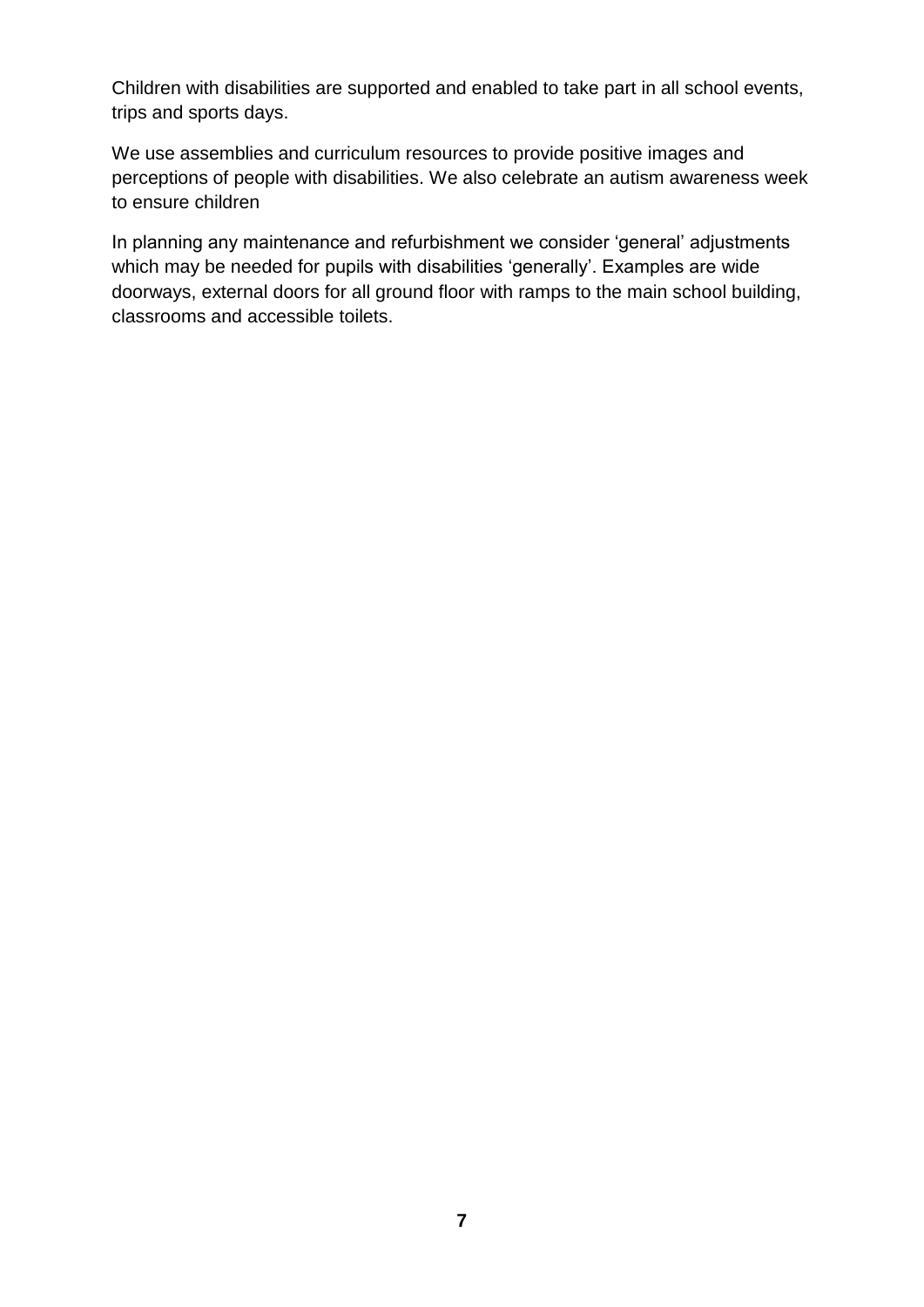Children with disabilities are supported and enabled to take part in all school events, trips and sports days.

We use assemblies and curriculum resources to provide positive images and perceptions of people with disabilities. We also celebrate an autism awareness week to ensure children

In planning any maintenance and refurbishment we consider 'general' adjustments which may be needed for pupils with disabilities 'generally'. Examples are wide doorways, external doors for all ground floor with ramps to the main school building, classrooms and accessible toilets.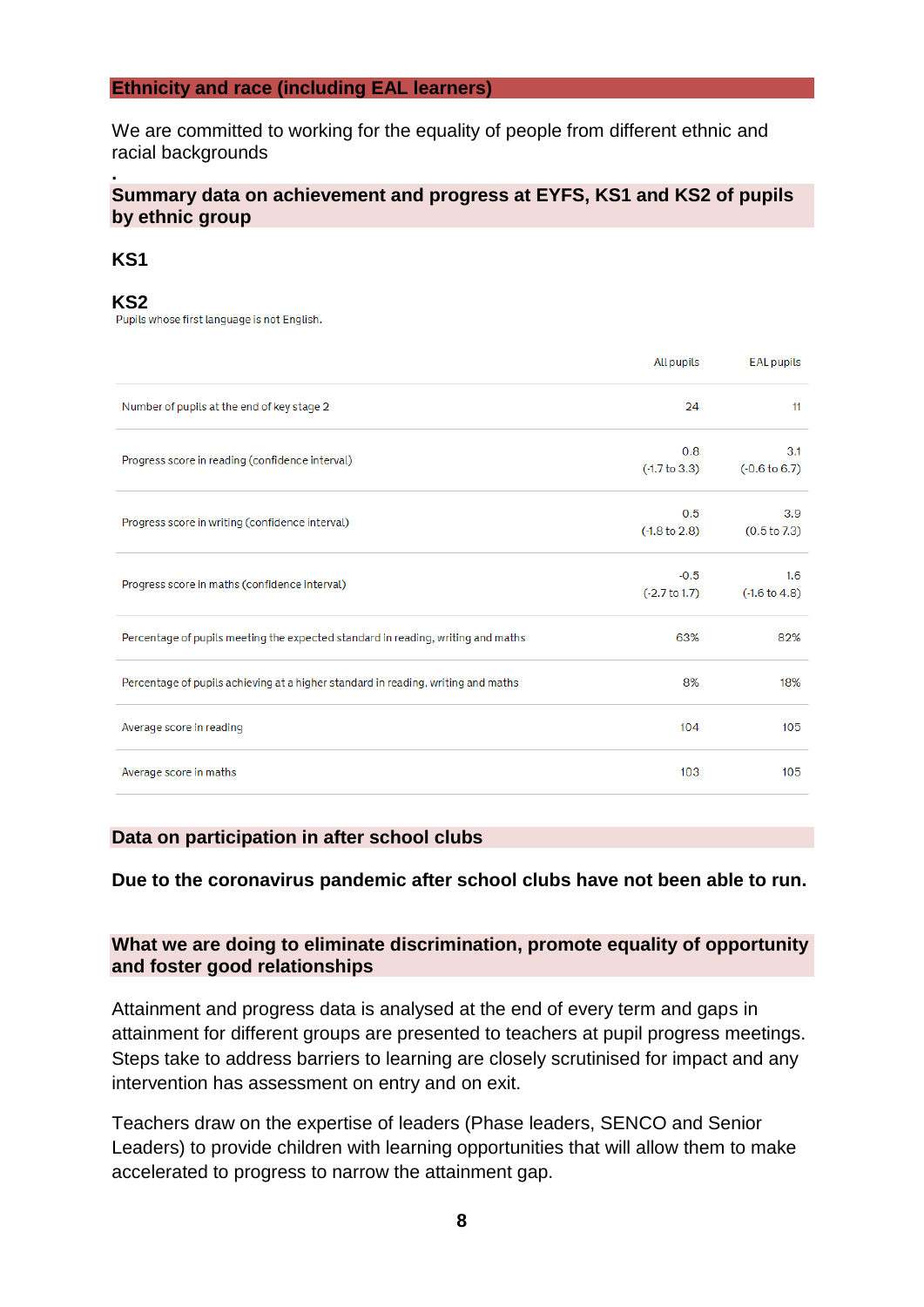## Ethnicity and race (including EAL learners)

We are committed to working for the equality of people from different ethnic and racial backgrounds

.

### Summary data on achievement and progress at EYFS, KS1 and KS2 of pupils by ethnic group

**KS1**

**KS2**

Pupils whose first language is not English.

| | All pupils | EAL pupils |
|---|---|---|
| Number of pupils at the end of key stage 2 | 24 | 11 |
| Progress score in reading (confidence interval) | 0.8 (-1.7 to 3.3) | 3.1 (-0.6 to 6.7) |
| Progress score in writing (confidence interval) | 0.5 (-1.8 to 2.8) | 3.9 (0.5 to 7.3) |
| Progress score in maths (confidence interval) | -0.5 (-2.7 to 1.7) | 1.6 (-1.6 to 4.8) |
| Percentage of pupils meeting the expected standard in reading, writing and maths | 63% | 82% |
| Percentage of pupils achieving at a higher standard in reading, writing and maths | 8% | 18% |
| Average score in reading | 104 | 105 |
| Average score in maths | 103 | 105 |

### Data on participation in after school clubs

**Due to the coronavirus pandemic after school clubs have not been able to run.**

### What we are doing to eliminate discrimination, promote equality of opportunity and foster good relationships

Attainment and progress data is analysed at the end of every term and gaps in attainment for different groups are presented to teachers at pupil progress meetings. Steps take to address barriers to learning are closely scrutinised for impact and any intervention has assessment on entry and on exit.

Teachers draw on the expertise of leaders (Phase leaders, SENCO and Senior Leaders) to provide children with learning opportunities that will allow them to make accelerated to progress to narrow the attainment gap.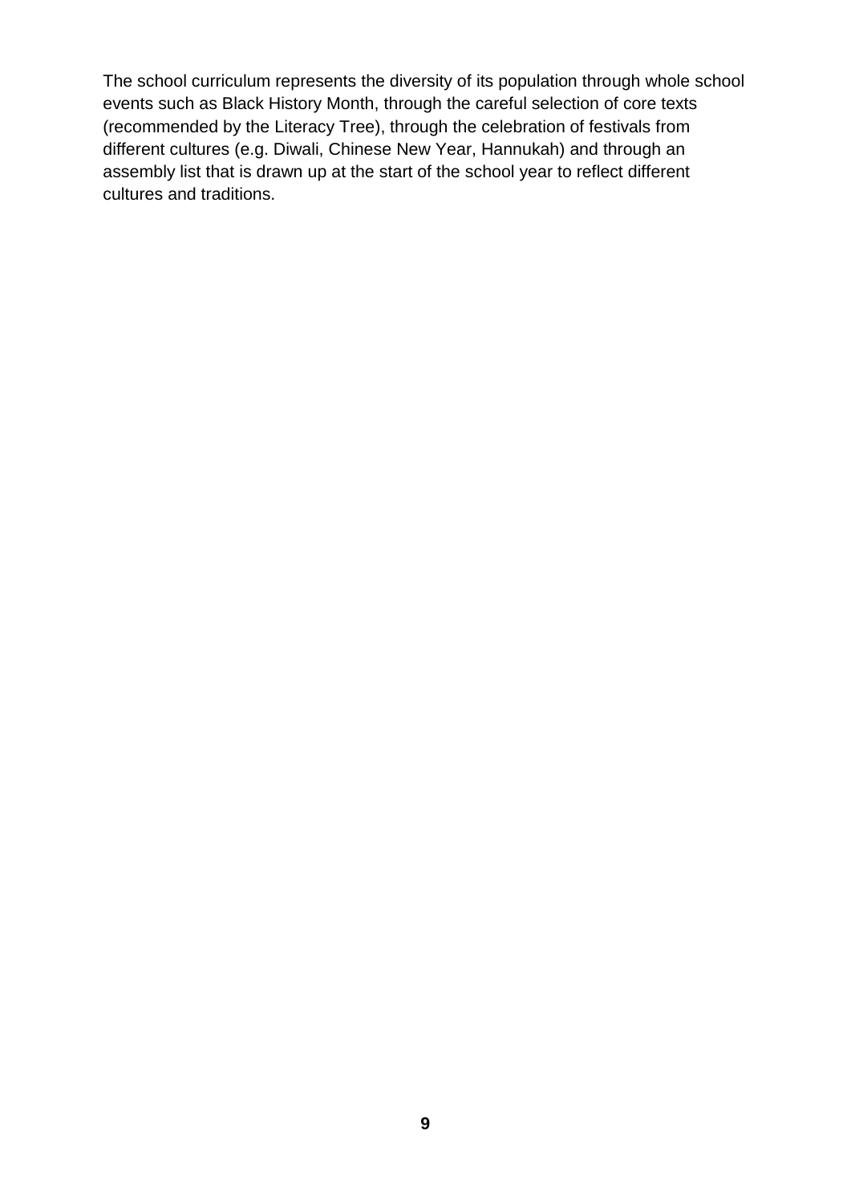The school curriculum represents the diversity of its population through whole school events such as Black History Month, through the careful selection of core texts (recommended by the Literacy Tree), through the celebration of festivals from different cultures (e.g. Diwali, Chinese New Year, Hannukah) and through an assembly list that is drawn up at the start of the school year to reflect different cultures and traditions.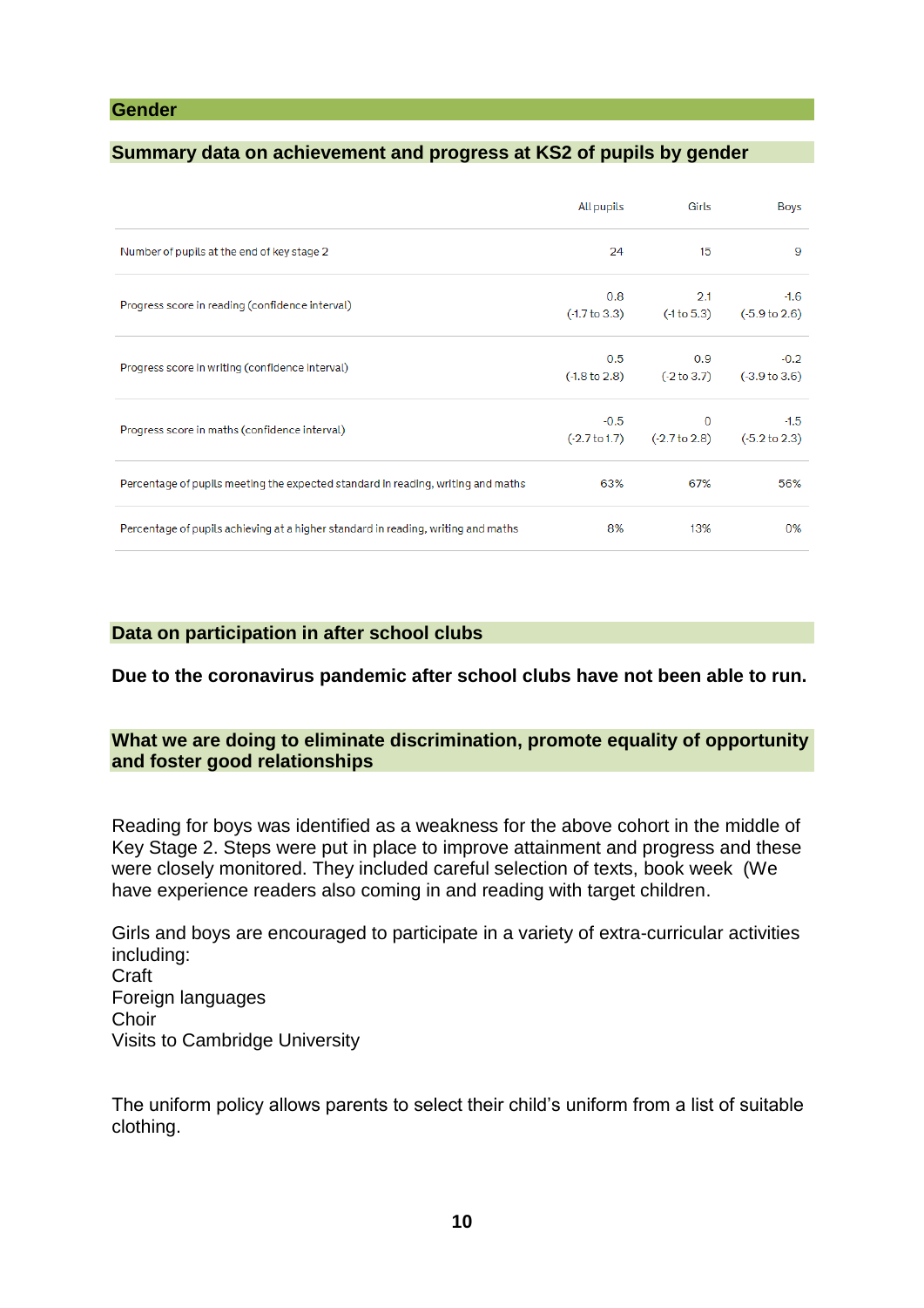## Gender

### Summary data on achievement and progress at KS2 of pupils by gender

| | All pupils | Girls | Boys |
|---|---|---|---|
| Number of pupils at the end of key stage 2 | 24 | 15 | 9 |
| Progress score in reading (confidence interval) | 0.8 (-1.7 to 3.3) | 2.1 (-1 to 5.3) | -1.6 (-5.9 to 2.6) |
| Progress score in writing (confidence interval) | 0.5 (-1.8 to 2.8) | 0.9 (-2 to 3.7) | -0.2 (-3.9 to 3.6) |
| Progress score in maths (confidence interval) | -0.5 (-2.7 to 1.7) | 0 (-2.7 to 2.8) | -1.5 (-5.2 to 2.3) |
| Percentage of pupils meeting the expected standard in reading, writing and maths | 63% | 67% | 56% |
| Percentage of pupils achieving at a higher standard in reading, writing and maths | 8% | 13% | 0% |

### Data on participation in after school clubs

**Due to the coronavirus pandemic after school clubs have not been able to run.**

### What we are doing to eliminate discrimination, promote equality of opportunity and foster good relationships

Reading for boys was identified as a weakness for the above cohort in the middle of Key Stage 2. Steps were put in place to improve attainment and progress and these were closely monitored. They included careful selection of texts, book week (We have experience readers also coming in and reading with target children.

Girls and boys are encouraged to participate in a variety of extra-curricular activities including:
Craft
Foreign languages
Choir
Visits to Cambridge University

The uniform policy allows parents to select their child's uniform from a list of suitable clothing.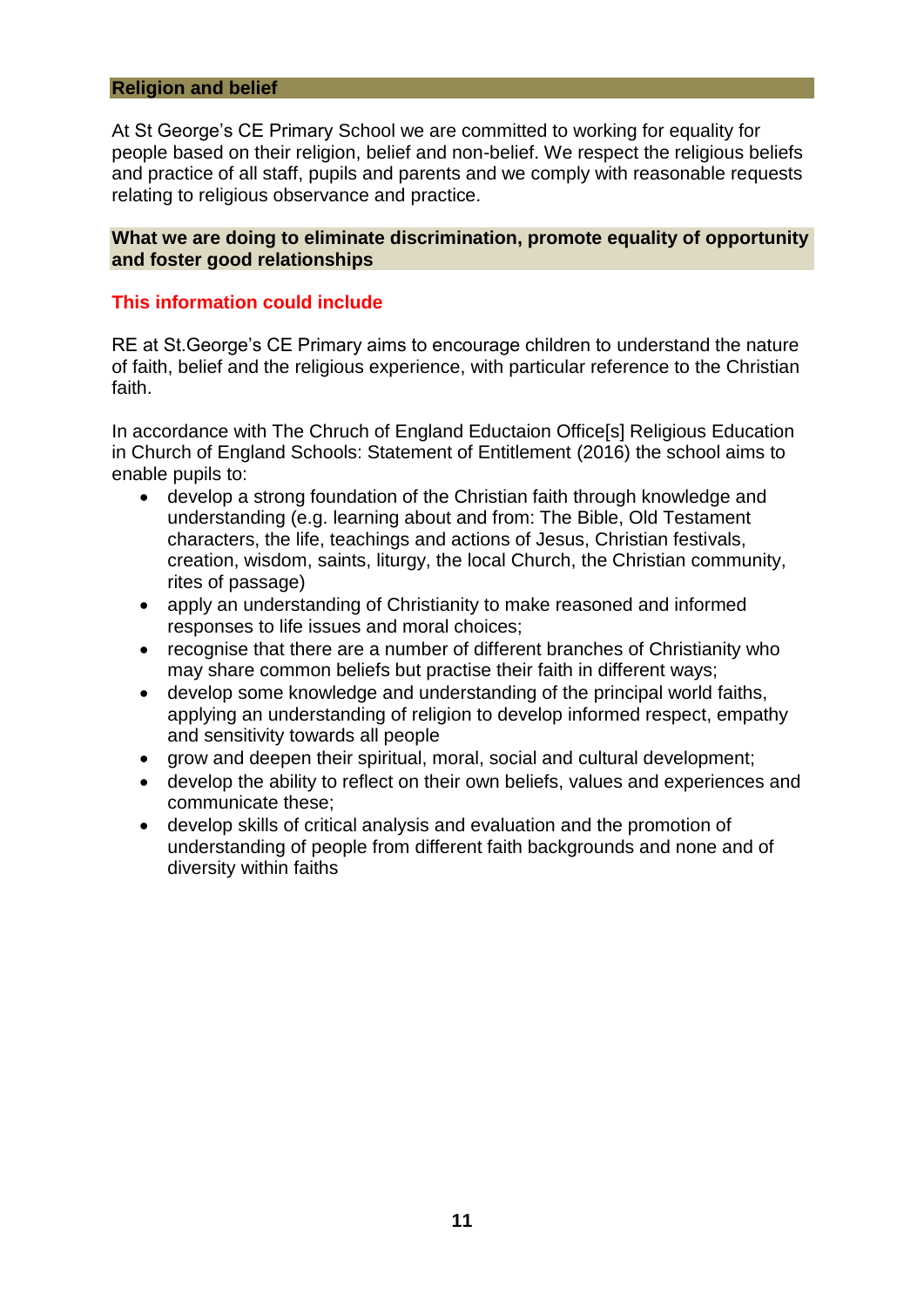## Religion and belief

At St George's CE Primary School we are committed to working for equality for people based on their religion, belief and non-belief. We respect the religious beliefs and practice of all staff, pupils and parents and we comply with reasonable requests relating to religious observance and practice.

### What we are doing to eliminate discrimination, promote equality of opportunity and foster good relationships

**This information could include**

RE at St.George's CE Primary aims to encourage children to understand the nature of faith, belief and the religious experience, with particular reference to the Christian faith.

In accordance with The Chruch of England Eductaion Office[s] Religious Education in Church of England Schools: Statement of Entitlement (2016) the school aims to enable pupils to:

- develop a strong foundation of the Christian faith through knowledge and understanding (e.g. learning about and from: The Bible, Old Testament characters, the life, teachings and actions of Jesus, Christian festivals, creation, wisdom, saints, liturgy, the local Church, the Christian community, rites of passage)
- apply an understanding of Christianity to make reasoned and informed responses to life issues and moral choices;
- recognise that there are a number of different branches of Christianity who may share common beliefs but practise their faith in different ways;
- develop some knowledge and understanding of the principal world faiths, applying an understanding of religion to develop informed respect, empathy and sensitivity towards all people
- grow and deepen their spiritual, moral, social and cultural development;
- develop the ability to reflect on their own beliefs, values and experiences and communicate these;
- develop skills of critical analysis and evaluation and the promotion of understanding of people from different faith backgrounds and none and of diversity within faiths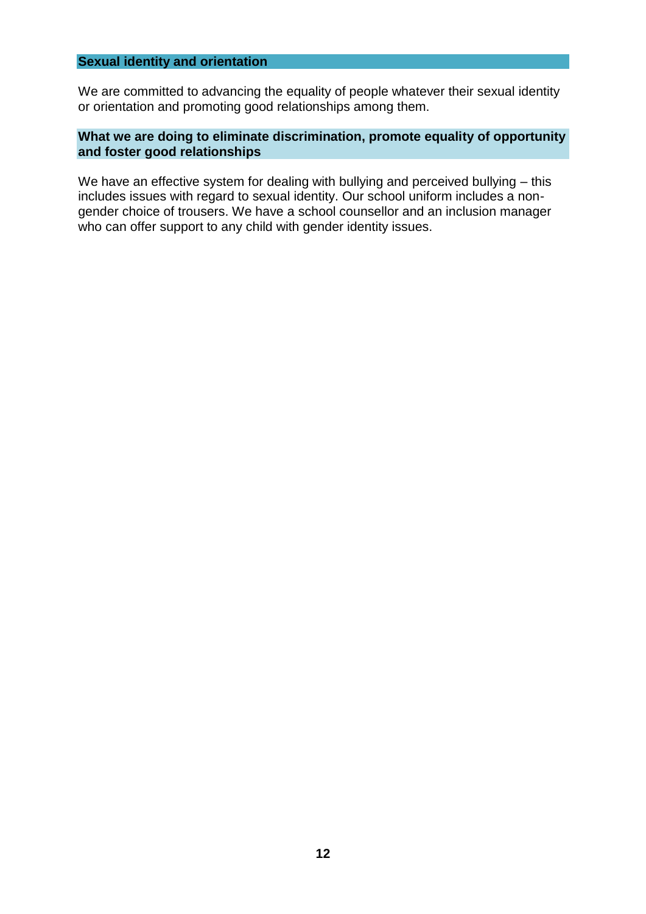## Sexual identity and orientation

We are committed to advancing the equality of people whatever their sexual identity or orientation and promoting good relationships among them.

### What we are doing to eliminate discrimination, promote equality of opportunity and foster good relationships

We have an effective system for dealing with bullying and perceived bullying – this includes issues with regard to sexual identity. Our school uniform includes a non-gender choice of trousers. We have a school counsellor and an inclusion manager who can offer support to any child with gender identity issues.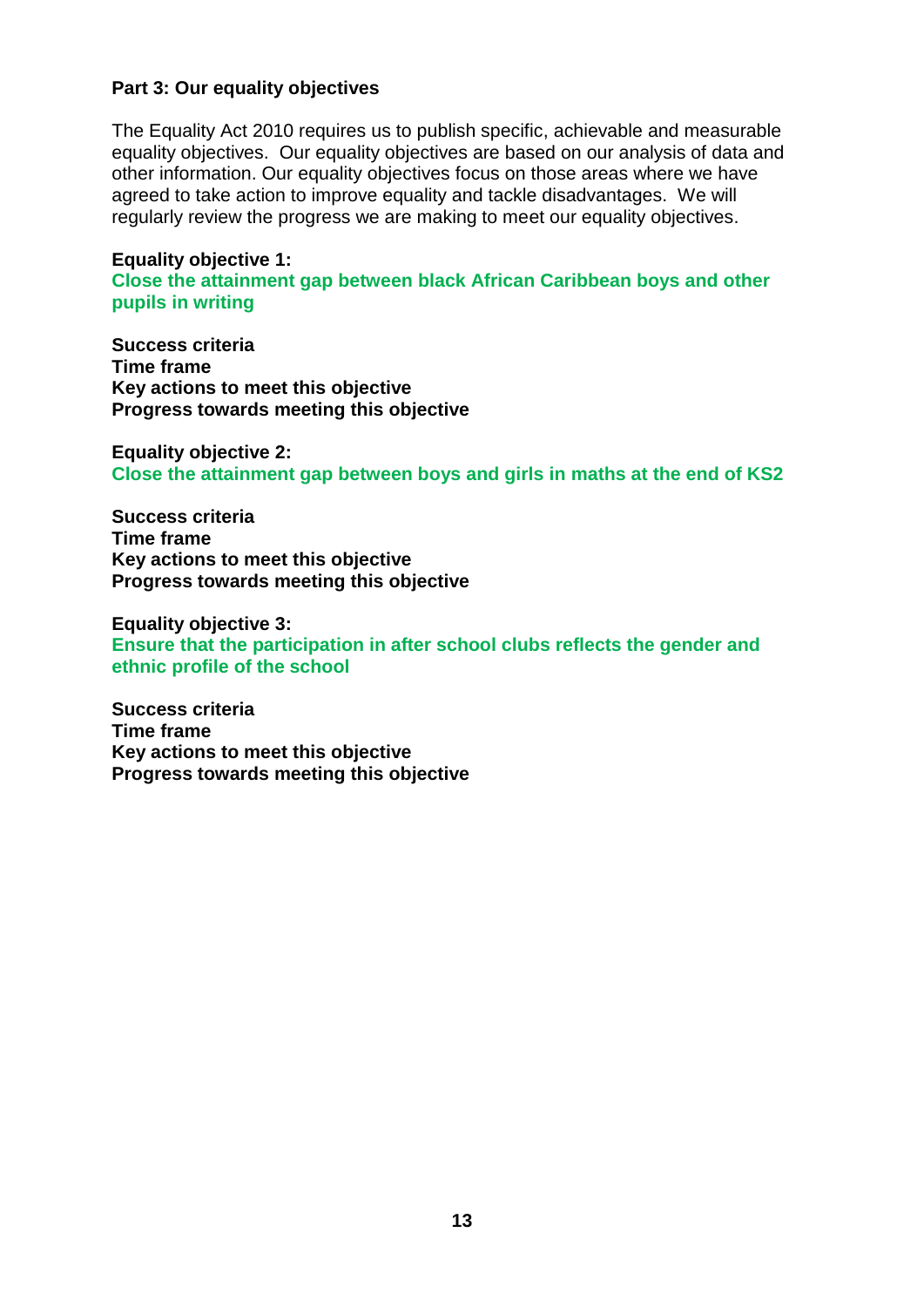## Part 3: Our equality objectives

The Equality Act 2010 requires us to publish specific, achievable and measurable equality objectives. Our equality objectives are based on our analysis of data and other information. Our equality objectives focus on those areas where we have agreed to take action to improve equality and tackle disadvantages. We will regularly review the progress we are making to meet our equality objectives.

**Equality objective 1:**
**Close the attainment gap between black African Caribbean boys and other pupils in writing**

**Success criteria**
**Time frame**
**Key actions to meet this objective**
**Progress towards meeting this objective**

**Equality objective 2:**
**Close the attainment gap between boys and girls in maths at the end of KS2**

**Success criteria**
**Time frame**
**Key actions to meet this objective**
**Progress towards meeting this objective**

**Equality objective 3:**
**Ensure that the participation in after school clubs reflects the gender and ethnic profile of the school**

**Success criteria**
**Time frame**
**Key actions to meet this objective**
**Progress towards meeting this objective**